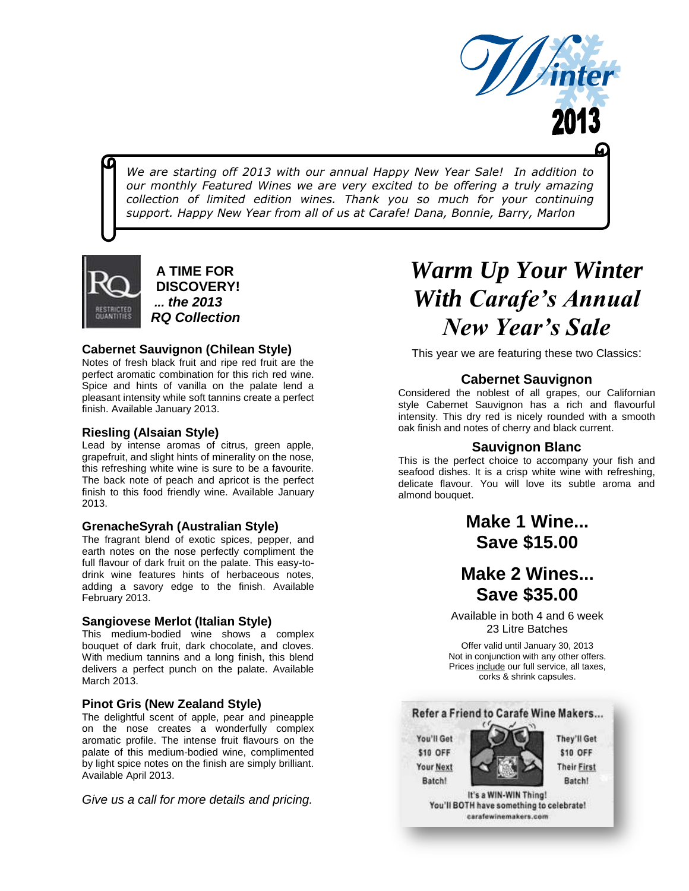# Winter 2013

*We are starting off 2013 with our annual Happy New Year Sale! In addition to our monthly Featured Wines we are very excited to be offering a truly amazing collection of limited edition wines. Thank you so much for your continuing support. Happy New Year from all of us at Carafe! Dana, Bonnie, Barry, Marlon*

RQ RESTRICTED QUANTITIES

## A TIME FOR DISCOVERY! *... the 2013 RQ Collection*

### Cabernet Sauvignon (Chilean Style)

Notes of fresh black fruit and ripe red fruit are the perfect aromatic combination for this rich red wine. Spice and hints of vanilla on the palate lend a pleasant intensity while soft tannins create a perfect finish. Available January 2013.

### Riesling (Alsaian Style)

Lead by intense aromas of citrus, green apple, grapefruit, and slight hints of minerality on the nose, this refreshing white wine is sure to be a favourite. The back note of peach and apricot is the perfect finish to this food friendly wine. Available January 2013.

### GrenacheSyrah (Australian Style)

The fragrant blend of exotic spices, pepper, and earth notes on the nose perfectly compliment the full flavour of dark fruit on the palate. This easy-to-drink wine features hints of herbaceous notes, adding a savory edge to the finish. Available February 2013.

### Sangiovese Merlot (Italian Style)

This medium-bodied wine shows a complex bouquet of dark fruit, dark chocolate, and cloves. With medium tannins and a long finish, this blend delivers a perfect punch on the palate. Available March 2013.

### Pinot Gris (New Zealand Style)

The delightful scent of apple, pear and pineapple on the nose creates a wonderfully complex aromatic profile. The intense fruit flavours on the palate of this medium-bodied wine, complimented by light spice notes on the finish are simply brilliant. Available April 2013.

*Give us a call for more details and pricing.*

## *Warm Up Your Winter With Carafe's Annual New Year's Sale*

This year we are featuring these two Classics:

### Cabernet Sauvignon

Considered the noblest of all grapes, our Californian style Cabernet Sauvignon has a rich and flavourful intensity. This dry red is nicely rounded with a smooth oak finish and notes of cherry and black current.

### Sauvignon Blanc

This is the perfect choice to accompany your fish and seafood dishes. It is a crisp white wine with refreshing, delicate flavour. You will love its subtle aroma and almond bouquet.

## Make 1 Wine... Save $15.00

## Make 2 Wines... Save $35.00

Available in both 4 and 6 week 23 Litre Batches

Offer valid until January 30, 2013
Not in conjunction with any other offers.
Prices include our full service, all taxes, corks & shrink capsules.

**Refer a Friend to Carafe Wine Makers...**

You'll Get $10 OFF Your Next Batch!

They'll Get $10 OFF Their First Batch!

It's a WIN-WIN Thing!
You'll BOTH have something to celebrate!
carafewinemakers.com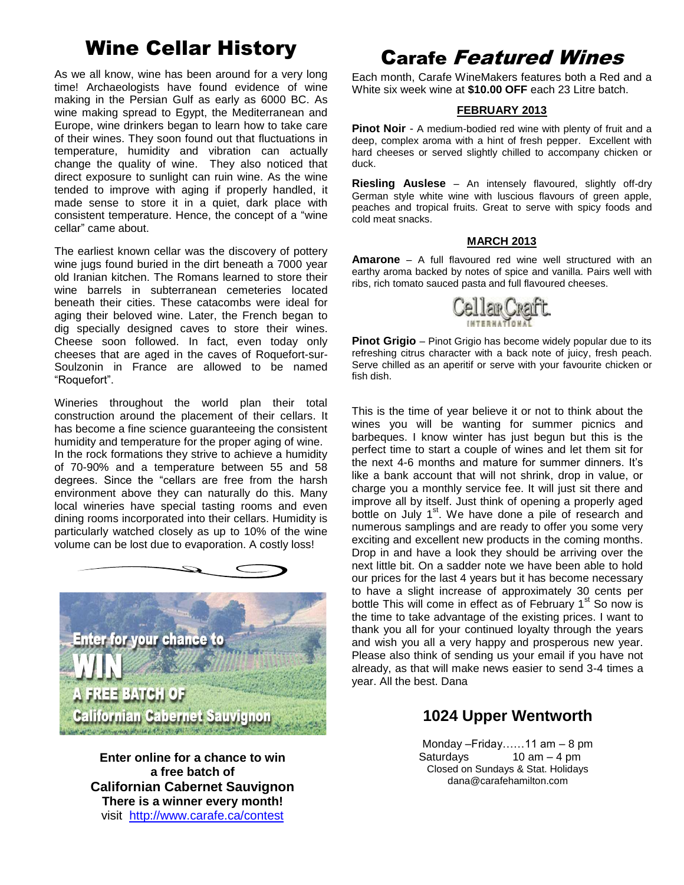# Wine Cellar History

As we all know, wine has been around for a very long time! Archaeologists have found evidence of wine making in the Persian Gulf as early as 6000 BC. As wine making spread to Egypt, the Mediterranean and Europe, wine drinkers began to learn how to take care of their wines. They soon found out that fluctuations in temperature, humidity and vibration can actually change the quality of wine. They also noticed that direct exposure to sunlight can ruin wine. As the wine tended to improve with aging if properly handled, it made sense to store it in a quiet, dark place with consistent temperature. Hence, the concept of a "wine cellar" came about.

The earliest known cellar was the discovery of pottery wine jugs found buried in the dirt beneath a 7000 year old Iranian kitchen. The Romans learned to store their wine barrels in subterranean cemeteries located beneath their cities. These catacombs were ideal for aging their beloved wine. Later, the French began to dig specially designed caves to store their wines. Cheese soon followed. In fact, even today only cheeses that are aged in the caves of Roquefort-sur-Soulzonin in France are allowed to be named "Roquefort".

Wineries throughout the world plan their total construction around the placement of their cellars. It has become a fine science guaranteeing the consistent humidity and temperature for the proper aging of wine. In the rock formations they strive to achieve a humidity of 70-90% and a temperature between 55 and 58 degrees. Since the "cellars are free from the harsh environment above they can naturally do this. Many local wineries have special tasting rooms and even dining rooms incorporated into their cellars. Humidity is particularly watched closely as up to 10% of the wine volume can be lost due to evaporation. A costly loss!

Enter for your chance to
WIN
A FREE BATCH OF
Californian Cabernet Sauvignon

**Enter online for a chance to win a free batch of**
**Californian Cabernet Sauvignon**
**There is a winner every month!**
visit http://www.carafe.ca/contest

# Carafe *Featured Wines*

Each month, Carafe WineMakers features both a Red and a White six week wine at **$10.00 OFF** each 23 Litre batch.

## FEBRUARY 2013

**Pinot Noir** - A medium-bodied red wine with plenty of fruit and a deep, complex aroma with a hint of fresh pepper. Excellent with hard cheeses or served slightly chilled to accompany chicken or duck.

**Riesling Auslese** – An intensely flavoured, slightly off-dry German style white wine with luscious flavours of green apple, peaches and tropical fruits. Great to serve with spicy foods and cold meat snacks.

## MARCH 2013

**Amarone** – A full flavoured red wine well structured with an earthy aroma backed by notes of spice and vanilla. Pairs well with ribs, rich tomato sauced pasta and full flavoured cheeses.

CellarCraft INTERNATIONAL

**Pinot Grigio** – Pinot Grigio has become widely popular due to its refreshing citrus character with a back note of juicy, fresh peach. Serve chilled as an aperitif or serve with your favourite chicken or fish dish.

This is the time of year believe it or not to think about the wines you will be wanting for summer picnics and barbeques. I know winter has just begun but this is the perfect time to start a couple of wines and let them sit for the next 4-6 months and mature for summer dinners. It's like a bank account that will not shrink, drop in value, or charge you a monthly service fee. It will just sit there and improve all by itself. Just think of opening a properly aged bottle on July 1st. We have done a pile of research and numerous samplings and are ready to offer you some very exciting and excellent new products in the coming months. Drop in and have a look they should be arriving over the next little bit. On a sadder note we have been able to hold our prices for the last 4 years but it has become necessary to have a slight increase of approximately 30 cents per bottle This will come in effect as of February 1st So now is the time to take advantage of the existing prices. I want to thank you all for your continued loyalty through the years and wish you all a very happy and prosperous new year. Please also think of sending us your email if you have not already, as that will make news easier to send 3-4 times a year. All the best. Dana

## 1024 Upper Wentworth

Monday –Friday……11 am – 8 pm
Saturdays 10 am – 4 pm
Closed on Sundays & Stat. Holidays
dana@carafehamilton.com